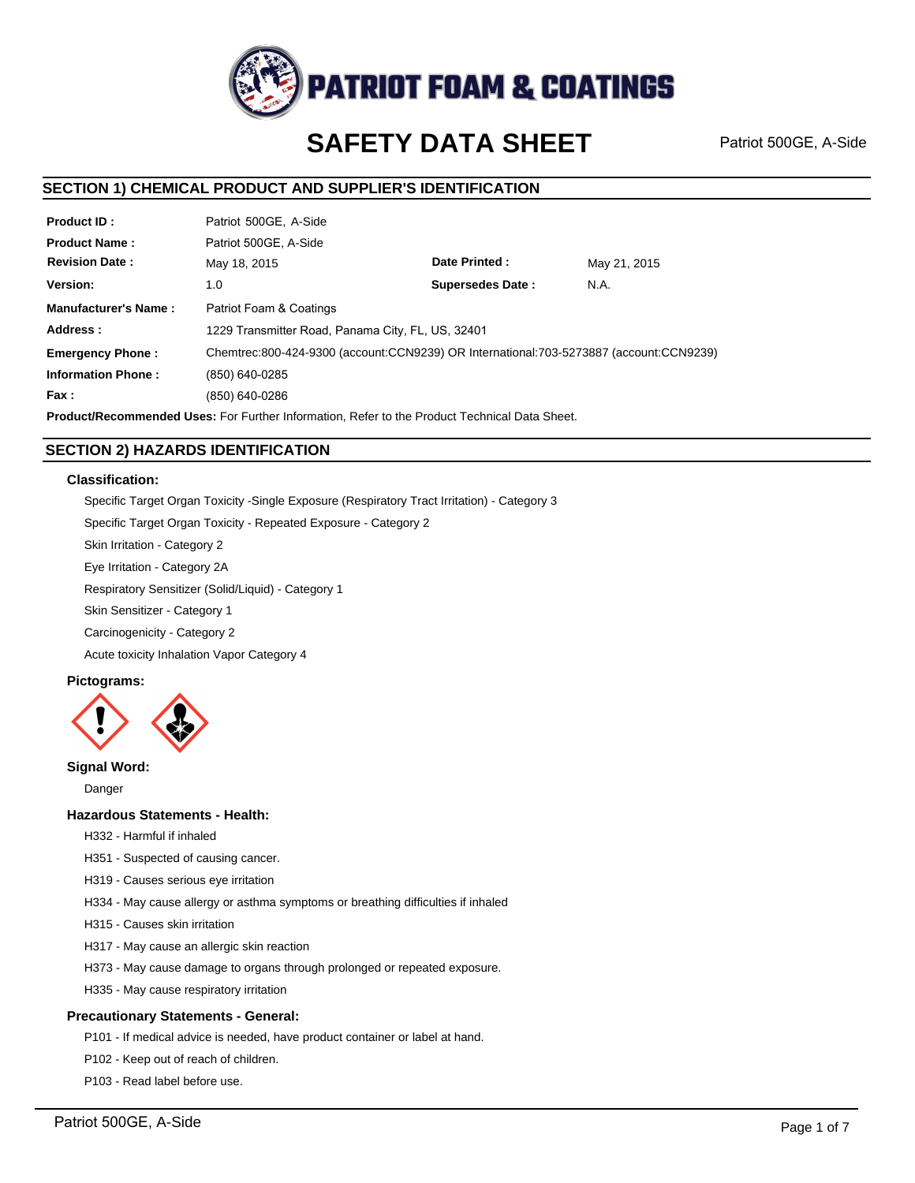# PATRIOT FOAM & COATINGS

# SAFETY DATA SHEET

Patriot 500GE, A-Side

## SECTION 1) CHEMICAL PRODUCT AND SUPPLIER'S IDENTIFICATION

| | | | |
|---|---|---|---|
| **Product ID :** | Patriot 500GE, A-Side | | |
| **Product Name :** | Patriot 500GE, A-Side | | |
| **Revision Date :** | May 18, 2015 | **Date Printed :** | May 21, 2015 |
| **Version:** | 1.0 | **Supersedes Date :** | N.A. |
| **Manufacturer's Name :** | Patriot Foam & Coatings | | |
| **Address :** | 1229 Transmitter Road, Panama City, FL, US, 32401 | | |
| **Emergency Phone :** | Chemtrec:800-424-9300 (account:CCN9239) OR International:703-5273887 (account:CCN9239) | | |
| **Information Phone :** | (850) 640-0285 | | |
| **Fax :** | (850) 640-0286 | | |

**Product/Recommended Uses:** For Further Information, Refer to the Product Technical Data Sheet.

## SECTION 2) HAZARDS IDENTIFICATION

### Classification:

Specific Target Organ Toxicity -Single Exposure (Respiratory Tract Irritation) - Category 3

Specific Target Organ Toxicity - Repeated Exposure - Category 2

Skin Irritation - Category 2

Eye Irritation - Category 2A

Respiratory Sensitizer (Solid/Liquid) - Category 1

Skin Sensitizer - Category 1

Carcinogenicity - Category 2

Acute toxicity Inhalation Vapor Category 4

### Pictograms:

### Signal Word:

Danger

### Hazardous Statements - Health:

H332 - Harmful if inhaled

H351 - Suspected of causing cancer.

H319 - Causes serious eye irritation

H334 - May cause allergy or asthma symptoms or breathing difficulties if inhaled

H315 - Causes skin irritation

H317 - May cause an allergic skin reaction

H373 - May cause damage to organs through prolonged or repeated exposure.

H335 - May cause respiratory irritation

### Precautionary Statements - General:

P101 - If medical advice is needed, have product container or label at hand.

P102 - Keep out of reach of children.

P103 - Read label before use.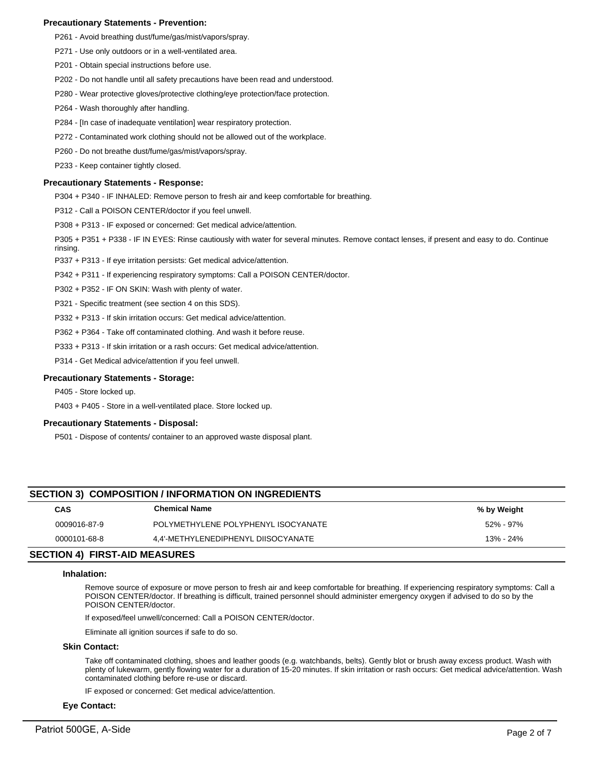### Precautionary Statements - Prevention:

P261 - Avoid breathing dust/fume/gas/mist/vapors/spray.

P271 - Use only outdoors or in a well-ventilated area.

P201 - Obtain special instructions before use.

P202 - Do not handle until all safety precautions have been read and understood.

P280 - Wear protective gloves/protective clothing/eye protection/face protection.

P264 - Wash thoroughly after handling.

P284 - [In case of inadequate ventilation] wear respiratory protection.

P272 - Contaminated work clothing should not be allowed out of the workplace.

P260 - Do not breathe dust/fume/gas/mist/vapors/spray.

P233 - Keep container tightly closed.

### Precautionary Statements - Response:

P304 + P340 - IF INHALED: Remove person to fresh air and keep comfortable for breathing.

P312 - Call a POISON CENTER/doctor if you feel unwell.

P308 + P313 - IF exposed or concerned: Get medical advice/attention.

P305 + P351 + P338 - IF IN EYES: Rinse cautiously with water for several minutes. Remove contact lenses, if present and easy to do. Continue rinsing.

P337 + P313 - If eye irritation persists: Get medical advice/attention.

P342 + P311 - If experiencing respiratory symptoms: Call a POISON CENTER/doctor.

P302 + P352 - IF ON SKIN: Wash with plenty of water.

P321 - Specific treatment (see section 4 on this SDS).

P332 + P313 - If skin irritation occurs: Get medical advice/attention.

P362 + P364 - Take off contaminated clothing. And wash it before reuse.

P333 + P313 - If skin irritation or a rash occurs: Get medical advice/attention.

P314 - Get Medical advice/attention if you feel unwell.

### Precautionary Statements - Storage:

P405 - Store locked up.

P403 + P405 - Store in a well-ventilated place. Store locked up.

### Precautionary Statements - Disposal:

P501 - Dispose of contents/ container to an approved waste disposal plant.

## SECTION 3) COMPOSITION / INFORMATION ON INGREDIENTS

| CAS | Chemical Name | % by Weight |
|---|---|---|
| 0009016-87-9 | POLYMETHYLENE POLYPHENYL ISOCYANATE | 52% - 97% |
| 0000101-68-8 | 4,4'-METHYLENEDIPHENYL DIISOCYANATE | 13% - 24% |

## SECTION 4) FIRST-AID MEASURES

### Inhalation:

Remove source of exposure or move person to fresh air and keep comfortable for breathing. If experiencing respiratory symptoms: Call a POISON CENTER/doctor. If breathing is difficult, trained personnel should administer emergency oxygen if advised to do so by the POISON CENTER/doctor.

If exposed/feel unwell/concerned: Call a POISON CENTER/doctor.

Eliminate all ignition sources if safe to do so.

### Skin Contact:

Take off contaminated clothing, shoes and leather goods (e.g. watchbands, belts). Gently blot or brush away excess product. Wash with plenty of lukewarm, gently flowing water for a duration of 15-20 minutes. If skin irritation or rash occurs: Get medical advice/attention. Wash contaminated clothing before re-use or discard.

IF exposed or concerned: Get medical advice/attention.

### Eye Contact: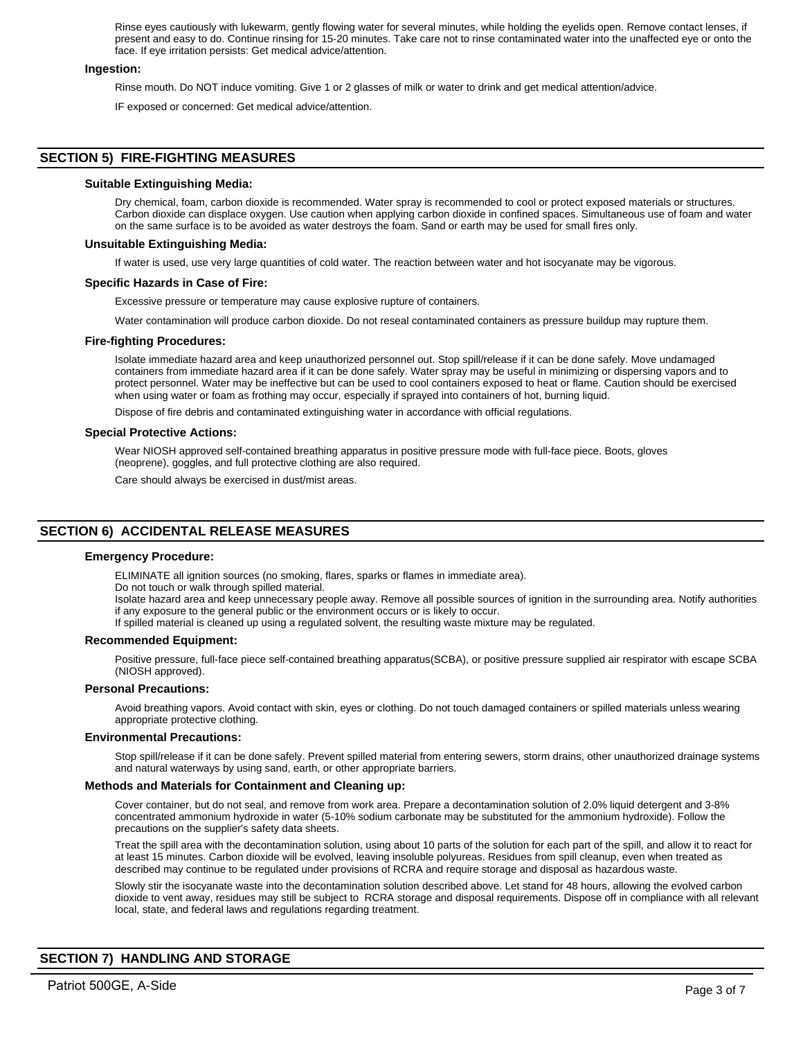Rinse eyes cautiously with lukewarm, gently flowing water for several minutes, while holding the eyelids open. Remove contact lenses, if present and easy to do. Continue rinsing for 15-20 minutes. Take care not to rinse contaminated water into the unaffected eye or onto the face. If eye irritation persists: Get medical advice/attention.

**Ingestion:**

Rinse mouth. Do NOT induce vomiting. Give 1 or 2 glasses of milk or water to drink and get medical attention/advice.

IF exposed or concerned: Get medical advice/attention.

## SECTION 5) FIRE-FIGHTING MEASURES

**Suitable Extinguishing Media:**

Dry chemical, foam, carbon dioxide is recommended. Water spray is recommended to cool or protect exposed materials or structures. Carbon dioxide can displace oxygen. Use caution when applying carbon dioxide in confined spaces. Simultaneous use of foam and water on the same surface is to be avoided as water destroys the foam. Sand or earth may be used for small fires only.

**Unsuitable Extinguishing Media:**

If water is used, use very large quantities of cold water. The reaction between water and hot isocyanate may be vigorous.

**Specific Hazards in Case of Fire:**

Excessive pressure or temperature may cause explosive rupture of containers.

Water contamination will produce carbon dioxide. Do not reseal contaminated containers as pressure buildup may rupture them.

**Fire-fighting Procedures:**

Isolate immediate hazard area and keep unauthorized personnel out. Stop spill/release if it can be done safely. Move undamaged containers from immediate hazard area if it can be done safely. Water spray may be useful in minimizing or dispersing vapors and to protect personnel. Water may be ineffective but can be used to cool containers exposed to heat or flame. Caution should be exercised when using water or foam as frothing may occur, especially if sprayed into containers of hot, burning liquid.

Dispose of fire debris and contaminated extinguishing water in accordance with official regulations.

**Special Protective Actions:**

Wear NIOSH approved self-contained breathing apparatus in positive pressure mode with full-face piece. Boots, gloves (neoprene), goggles, and full protective clothing are also required.

Care should always be exercised in dust/mist areas.

## SECTION 6) ACCIDENTAL RELEASE MEASURES

**Emergency Procedure:**

ELIMINATE all ignition sources (no smoking, flares, sparks or flames in immediate area).
Do not touch or walk through spilled material.
Isolate hazard area and keep unnecessary people away. Remove all possible sources of ignition in the surrounding area. Notify authorities if any exposure to the general public or the environment occurs or is likely to occur.
If spilled material is cleaned up using a regulated solvent, the resulting waste mixture may be regulated.

**Recommended Equipment:**

Positive pressure, full-face piece self-contained breathing apparatus(SCBA), or positive pressure supplied air respirator with escape SCBA (NIOSH approved).

**Personal Precautions:**

Avoid breathing vapors. Avoid contact with skin, eyes or clothing. Do not touch damaged containers or spilled materials unless wearing appropriate protective clothing.

**Environmental Precautions:**

Stop spill/release if it can be done safely. Prevent spilled material from entering sewers, storm drains, other unauthorized drainage systems and natural waterways by using sand, earth, or other appropriate barriers.

**Methods and Materials for Containment and Cleaning up:**

Cover container, but do not seal, and remove from work area. Prepare a decontamination solution of 2.0% liquid detergent and 3-8% concentrated ammonium hydroxide in water (5-10% sodium carbonate may be substituted for the ammonium hydroxide). Follow the precautions on the supplier's safety data sheets.

Treat the spill area with the decontamination solution, using about 10 parts of the solution for each part of the spill, and allow it to react for at least 15 minutes. Carbon dioxide will be evolved, leaving insoluble polyureas. Residues from spill cleanup, even when treated as described may continue to be regulated under provisions of RCRA and require storage and disposal as hazardous waste.

Slowly stir the isocyanate waste into the decontamination solution described above. Let stand for 48 hours, allowing the evolved carbon dioxide to vent away, residues may still be subject to RCRA storage and disposal requirements. Dispose off in compliance with all relevant local, state, and federal laws and regulations regarding treatment.

## SECTION 7) HANDLING AND STORAGE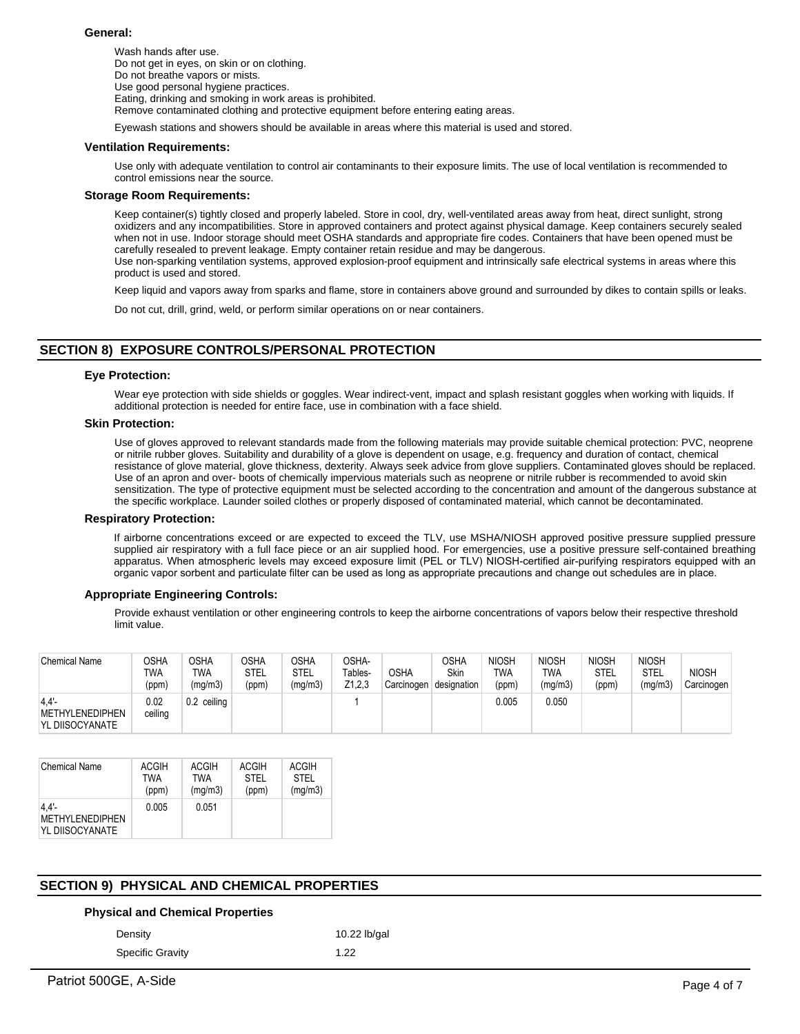**General:**

Wash hands after use.
Do not get in eyes, on skin or on clothing.
Do not breathe vapors or mists.
Use good personal hygiene practices.
Eating, drinking and smoking in work areas is prohibited.
Remove contaminated clothing and protective equipment before entering eating areas.

Eyewash stations and showers should be available in areas where this material is used and stored.

**Ventilation Requirements:**

Use only with adequate ventilation to control air contaminants to their exposure limits. The use of local ventilation is recommended to control emissions near the source.

**Storage Room Requirements:**

Keep container(s) tightly closed and properly labeled. Store in cool, dry, well-ventilated areas away from heat, direct sunlight, strong oxidizers and any incompatibilities. Store in approved containers and protect against physical damage. Keep containers securely sealed when not in use. Indoor storage should meet OSHA standards and appropriate fire codes. Containers that have been opened must be carefully resealed to prevent leakage. Empty container retain residue and may be dangerous.
Use non-sparking ventilation systems, approved explosion-proof equipment and intrinsically safe electrical systems in areas where this product is used and stored.

Keep liquid and vapors away from sparks and flame, store in containers above ground and surrounded by dikes to contain spills or leaks.

Do not cut, drill, grind, weld, or perform similar operations on or near containers.

## SECTION 8) EXPOSURE CONTROLS/PERSONAL PROTECTION

**Eye Protection:**

Wear eye protection with side shields or goggles. Wear indirect-vent, impact and splash resistant goggles when working with liquids. If additional protection is needed for entire face, use in combination with a face shield.

**Skin Protection:**

Use of gloves approved to relevant standards made from the following materials may provide suitable chemical protection: PVC, neoprene or nitrile rubber gloves. Suitability and durability of a glove is dependent on usage, e.g. frequency and duration of contact, chemical resistance of glove material, glove thickness, dexterity. Always seek advice from glove suppliers. Contaminated gloves should be replaced. Use of an apron and over- boots of chemically impervious materials such as neoprene or nitrile rubber is recommended to avoid skin sensitization. The type of protective equipment must be selected according to the concentration and amount of the dangerous substance at the specific workplace. Launder soiled clothes or properly disposed of contaminated material, which cannot be decontaminated.

**Respiratory Protection:**

If airborne concentrations exceed or are expected to exceed the TLV, use MSHA/NIOSH approved positive pressure supplied pressure supplied air respiratory with a full face piece or an air supplied hood. For emergencies, use a positive pressure self-contained breathing apparatus. When atmospheric levels may exceed exposure limit (PEL or TLV) NIOSH-certified air-purifying respirators equipped with an organic vapor sorbent and particulate filter can be used as long as appropriate precautions and change out schedules are in place.

**Appropriate Engineering Controls:**

Provide exhaust ventilation or other engineering controls to keep the airborne concentrations of vapors below their respective threshold limit value.

| Chemical Name | OSHA TWA (ppm) | OSHA TWA (mg/m3) | OSHA STEL (ppm) | OSHA STEL (mg/m3) | OSHA- Tables- Z1,2,3 | OSHA Carcinogen | OSHA Skin designation | NIOSH TWA (ppm) | NIOSH TWA (mg/m3) | NIOSH STEL (ppm) | NIOSH STEL (mg/m3) | NIOSH Carcinogen |
|---|---|---|---|---|---|---|---|---|---|---|---|---|
| 4,4'-METHYLENEDIPHENYL DIISOCYANATE | 0.02 ceiling | 0.2 ceiling | | | 1 | | | 0.005 | 0.050 | | | |

| Chemical Name | ACGIH TWA (ppm) | ACGIH TWA (mg/m3) | ACGIH STEL (ppm) | ACGIH STEL (mg/m3) |
|---|---|---|---|---|
| 4,4'-METHYLENEDIPHENYL DIISOCYANATE | 0.005 | 0.051 | | |

## SECTION 9) PHYSICAL AND CHEMICAL PROPERTIES

**Physical and Chemical Properties**

| | |
|---|---|
| Density | 10.22 lb/gal |
| Specific Gravity | 1.22 |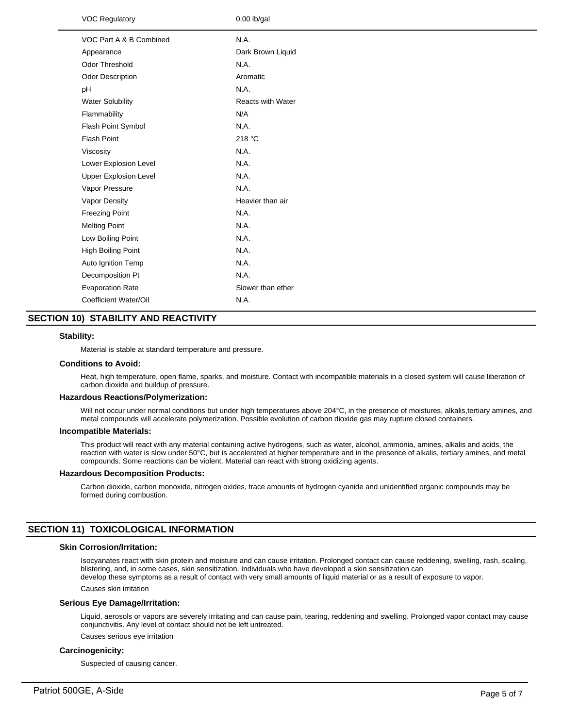| | |
|---|---|
| VOC Regulatory | 0.00 lb/gal |
| VOC Part A & B Combined | N.A. |
| Appearance | Dark Brown Liquid |
| Odor Threshold | N.A. |
| Odor Description | Aromatic |
| pH | N.A. |
| Water Solubility | Reacts with Water |
| Flammability | N/A |
| Flash Point Symbol | N.A. |
| Flash Point | 218 °C |
| Viscosity | N.A. |
| Lower Explosion Level | N.A. |
| Upper Explosion Level | N.A. |
| Vapor Pressure | N.A. |
| Vapor Density | Heavier than air |
| Freezing Point | N.A. |
| Melting Point | N.A. |
| Low Boiling Point | N.A. |
| High Boiling Point | N.A. |
| Auto Ignition Temp | N.A. |
| Decomposition Pt | N.A. |
| Evaporation Rate | Slower than ether |
| Coefficient Water/Oil | N.A. |

## SECTION 10) STABILITY AND REACTIVITY

### Stability:

Material is stable at standard temperature and pressure.

### Conditions to Avoid:

Heat, high temperature, open flame, sparks, and moisture. Contact with incompatible materials in a closed system will cause liberation of carbon dioxide and buildup of pressure.

### Hazardous Reactions/Polymerization:

Will not occur under normal conditions but under high temperatures above 204°C, in the presence of moistures, alkalis,tertiary amines, and metal compounds will accelerate polymerization. Possible evolution of carbon dioxide gas may rupture closed containers.

### Incompatible Materials:

This product will react with any material containing active hydrogens, such as water, alcohol, ammonia, amines, alkalis and acids, the reaction with water is slow under 50°C, but is accelerated at higher temperature and in the presence of alkalis, tertiary amines, and metal compounds. Some reactions can be violent. Material can react with strong oxidizing agents.

### Hazardous Decomposition Products:

Carbon dioxide, carbon monoxide, nitrogen oxides, trace amounts of hydrogen cyanide and unidentified organic compounds may be formed during combustion.

## SECTION 11) TOXICOLOGICAL INFORMATION

### Skin Corrosion/Irritation:

Isocyanates react with skin protein and moisture and can cause irritation. Prolonged contact can cause reddening, swelling, rash, scaling, blistering, and, in some cases, skin sensitization. Individuals who have developed a skin sensitization can develop these symptoms as a result of contact with very small amounts of liquid material or as a result of exposure to vapor.

Causes skin irritation

### Serious Eye Damage/Irritation:

Liquid, aerosols or vapors are severely irritating and can cause pain, tearing, reddening and swelling. Prolonged vapor contact may cause conjunctivitis. Any level of contact should not be left untreated.

Causes serious eye irritation

### Carcinogenicity:

Suspected of causing cancer.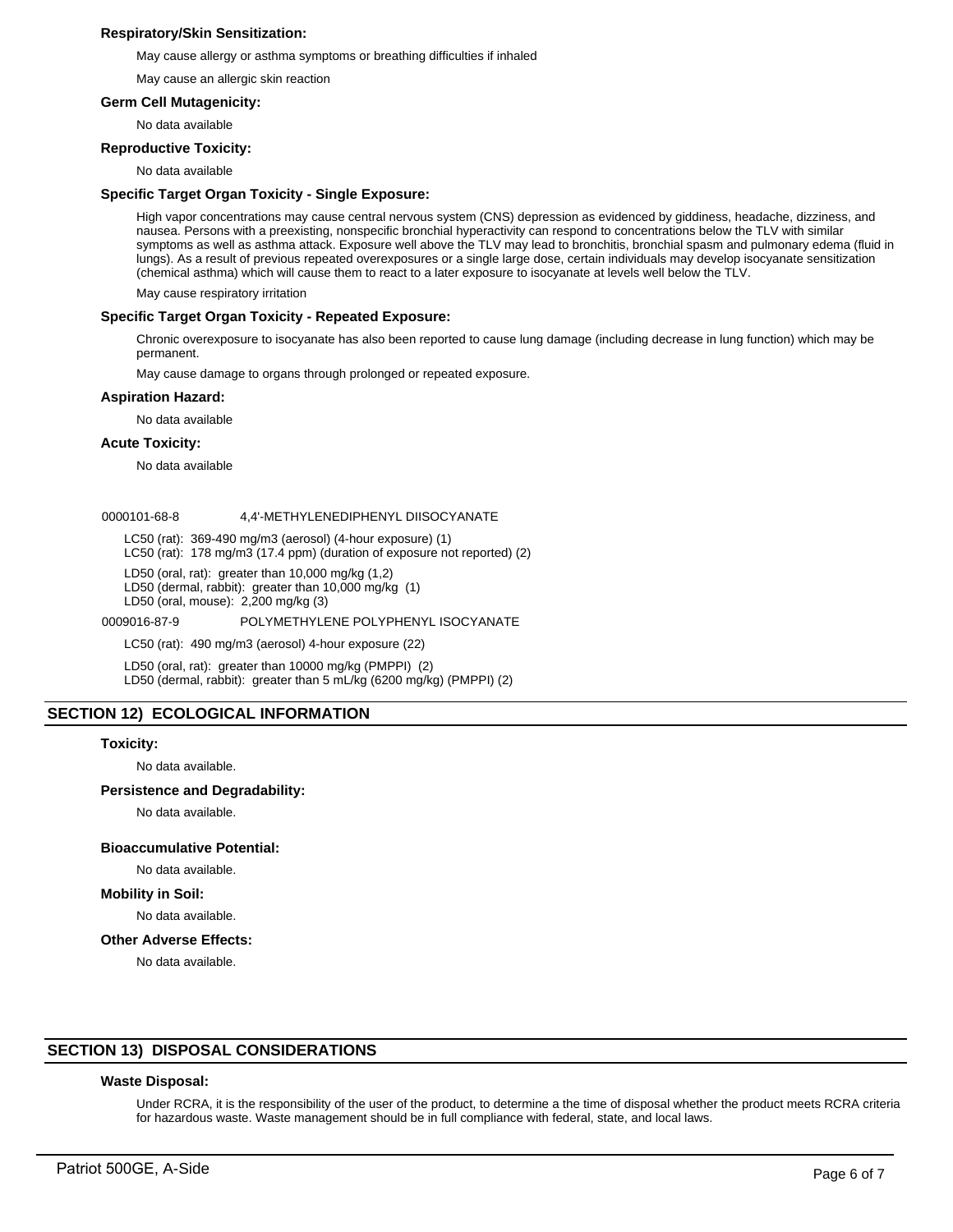### Respiratory/Skin Sensitization:

May cause allergy or asthma symptoms or breathing difficulties if inhaled

May cause an allergic skin reaction

### Germ Cell Mutagenicity:

No data available

### Reproductive Toxicity:

No data available

### Specific Target Organ Toxicity - Single Exposure:

High vapor concentrations may cause central nervous system (CNS) depression as evidenced by giddiness, headache, dizziness, and nausea. Persons with a preexisting, nonspecific bronchial hyperactivity can respond to concentrations below the TLV with similar symptoms as well as asthma attack. Exposure well above the TLV may lead to bronchitis, bronchial spasm and pulmonary edema (fluid in lungs). As a result of previous repeated overexposures or a single large dose, certain individuals may develop isocyanate sensitization (chemical asthma) which will cause them to react to a later exposure to isocyanate at levels well below the TLV.

May cause respiratory irritation

### Specific Target Organ Toxicity - Repeated Exposure:

Chronic overexposure to isocyanate has also been reported to cause lung damage (including decrease in lung function) which may be permanent.

May cause damage to organs through prolonged or repeated exposure.

### Aspiration Hazard:

No data available

### Acute Toxicity:

No data available

0000101-68-8 4,4'-METHYLENEDIPHENYL DIISOCYANATE

LC50 (rat): 369-490 mg/m3 (aerosol) (4-hour exposure) (1)
LC50 (rat): 178 mg/m3 (17.4 ppm) (duration of exposure not reported) (2)

LD50 (oral, rat): greater than 10,000 mg/kg (1,2)
LD50 (dermal, rabbit): greater than 10,000 mg/kg (1)
LD50 (oral, mouse): 2,200 mg/kg (3)

0009016-87-9 POLYMETHYLENE POLYPHENYL ISOCYANATE

LC50 (rat): 490 mg/m3 (aerosol) 4-hour exposure (22)

LD50 (oral, rat): greater than 10000 mg/kg (PMPPI) (2)
LD50 (dermal, rabbit): greater than 5 mL/kg (6200 mg/kg) (PMPPI) (2)

## SECTION 12) ECOLOGICAL INFORMATION

### Toxicity:

No data available.

### Persistence and Degradability:

No data available.

### Bioaccumulative Potential:

No data available.

### Mobility in Soil:

No data available.

### Other Adverse Effects:

No data available.

## SECTION 13) DISPOSAL CONSIDERATIONS

### Waste Disposal:

Under RCRA, it is the responsibility of the user of the product, to determine a the time of disposal whether the product meets RCRA criteria for hazardous waste. Waste management should be in full compliance with federal, state, and local laws.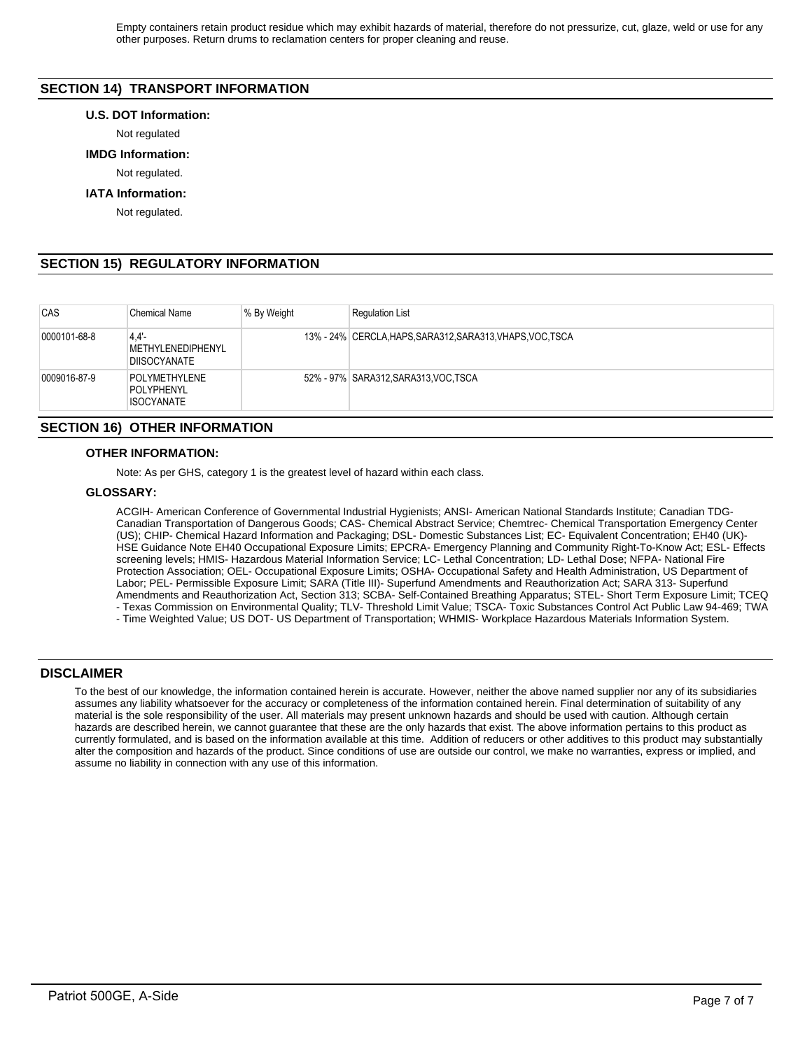Empty containers retain product residue which may exhibit hazards of material, therefore do not pressurize, cut, glaze, weld or use for any other purposes. Return drums to reclamation centers for proper cleaning and reuse.

## SECTION 14) TRANSPORT INFORMATION

### U.S. DOT Information:

Not regulated

### IMDG Information:

Not regulated.

### IATA Information:

Not regulated.

## SECTION 15) REGULATORY INFORMATION

| CAS | Chemical Name | % By Weight | Regulation List |
|---|---|---|---|
| 0000101-68-8 | 4,4'-METHYLENEDIPHENYL DIISOCYANATE | 13% - 24% | CERCLA,HAPS,SARA312,SARA313,VHAPS,VOC,TSCA |
| 0009016-87-9 | POLYMETHYLENE POLYPHENYL ISOCYANATE | 52% - 97% | SARA312,SARA313,VOC,TSCA |

## SECTION 16) OTHER INFORMATION

### OTHER INFORMATION:

Note: As per GHS, category 1 is the greatest level of hazard within each class.

### GLOSSARY:

ACGIH- American Conference of Governmental Industrial Hygienists; ANSI- American National Standards Institute; Canadian TDG- Canadian Transportation of Dangerous Goods; CAS- Chemical Abstract Service; Chemtrec- Chemical Transportation Emergency Center (US); CHIP- Chemical Hazard Information and Packaging; DSL- Domestic Substances List; EC- Equivalent Concentration; EH40 (UK)- HSE Guidance Note EH40 Occupational Exposure Limits; EPCRA- Emergency Planning and Community Right-To-Know Act; ESL- Effects screening levels; HMIS- Hazardous Material Information Service; LC- Lethal Concentration; LD- Lethal Dose; NFPA- National Fire Protection Association; OEL- Occupational Exposure Limits; OSHA- Occupational Safety and Health Administration, US Department of Labor; PEL- Permissible Exposure Limit; SARA (Title III)- Superfund Amendments and Reauthorization Act; SARA 313- Superfund Amendments and Reauthorization Act, Section 313; SCBA- Self-Contained Breathing Apparatus; STEL- Short Term Exposure Limit; TCEQ - Texas Commission on Environmental Quality; TLV- Threshold Limit Value; TSCA- Toxic Substances Control Act Public Law 94-469; TWA - Time Weighted Value; US DOT- US Department of Transportation; WHMIS- Workplace Hazardous Materials Information System.

## DISCLAIMER

To the best of our knowledge, the information contained herein is accurate. However, neither the above named supplier nor any of its subsidiaries assumes any liability whatsoever for the accuracy or completeness of the information contained herein. Final determination of suitability of any material is the sole responsibility of the user. All materials may present unknown hazards and should be used with caution. Although certain hazards are described herein, we cannot guarantee that these are the only hazards that exist. The above information pertains to this product as currently formulated, and is based on the information available at this time. Addition of reducers or other additives to this product may substantially alter the composition and hazards of the product. Since conditions of use are outside our control, we make no warranties, express or implied, and assume no liability in connection with any use of this information.